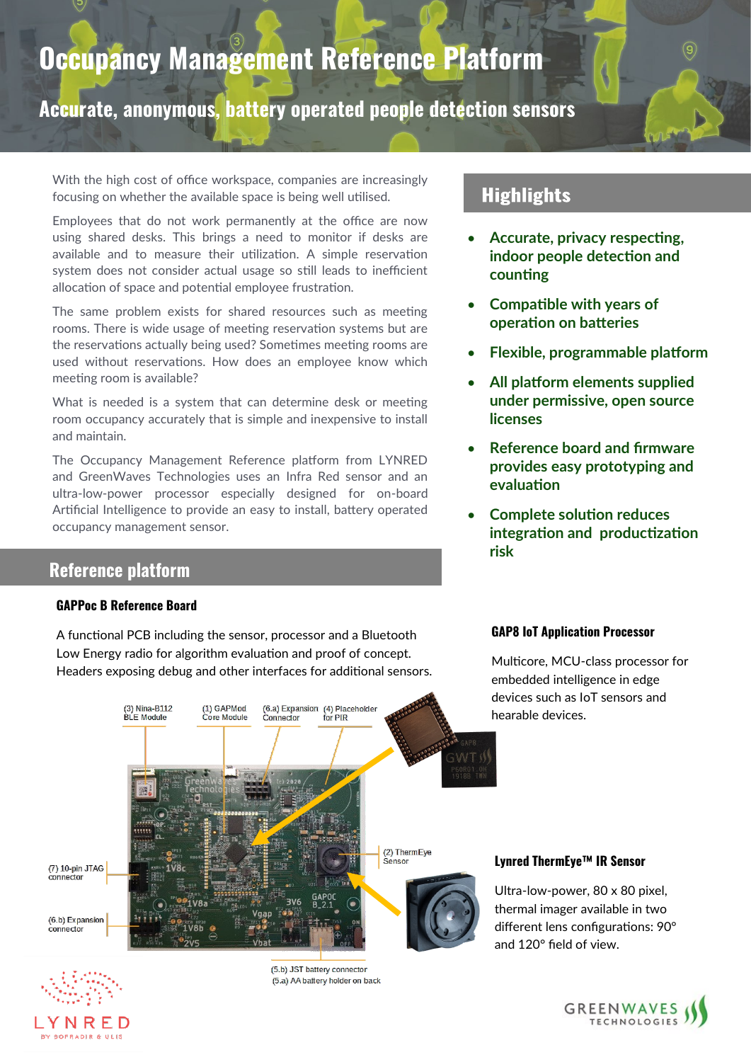# Occupancy Management Reference Platform

## Accurate, anonymous, battery operated people detection sensors

With the high cost of office workspace, companies are increasingly focusing on whether the available space is being well utilised.

Employees that do not work permanently at the office are now using shared desks. This brings a need to monitor if desks are available and to measure their utilization. A simple reservation system does not consider actual usage so still leads to inefficient allocation of space and potential employee frustration.

The same problem exists for shared resources such as meeting rooms. There is wide usage of meeting reservation systems but are the reservations actually being used? Sometimes meeting rooms are used without reservations. How does an employee know which meeting room is available?

What is needed is a system that can determine desk or meeting room occupancy accurately that is simple and inexpensive to install and maintain.

The Occupancy Management Reference platform from LYNRED and GreenWaves Technologies uses an Infra Red sensor and an ultra-low-power processor especially designed for on-board Artificial Intelligence to provide an easy to install, battery operated occupancy management sensor.

## Highlights

- **Accurate, privacy respecting, indoor people detection and counting**
- **Compatible with years of operation on batteries**
- **Flexible, programmable platform**
- **All platform elements supplied under permissive, open source licenses**
- **Reference board and firmware provides easy prototyping and evaluation**
- **Complete solution reduces integration and productization risk**

## Reference platform

### GAPPoc B Reference Board

A functional PCB including the sensor, processor and a Bluetooth Low Energy radio for algorithm evaluation and proof of concept. Headers exposing debug and other interfaces for additional sensors.

(3) Nina-B112 BLE Module

(1) GAPMod Core Module

(6.a) Expansion Connector

(4) Placeholder for PIR

(2) ThermEye Sensor

(7) 10-pin JTAG connector

(6.b) Expansion connector

(5.b) JST battery connector

(5.a) AA battery holder on back

### GAP8 IoT Application Processor

Multicore, MCU-class processor for embedded intelligence in edge devices such as IoT sensors and hearable devices.

### Lynred ThermEye™ IR Sensor

Ultra-low-power, 80 x 80 pixel, thermal imager available in two different lens configurations: 90° and 120° field of view.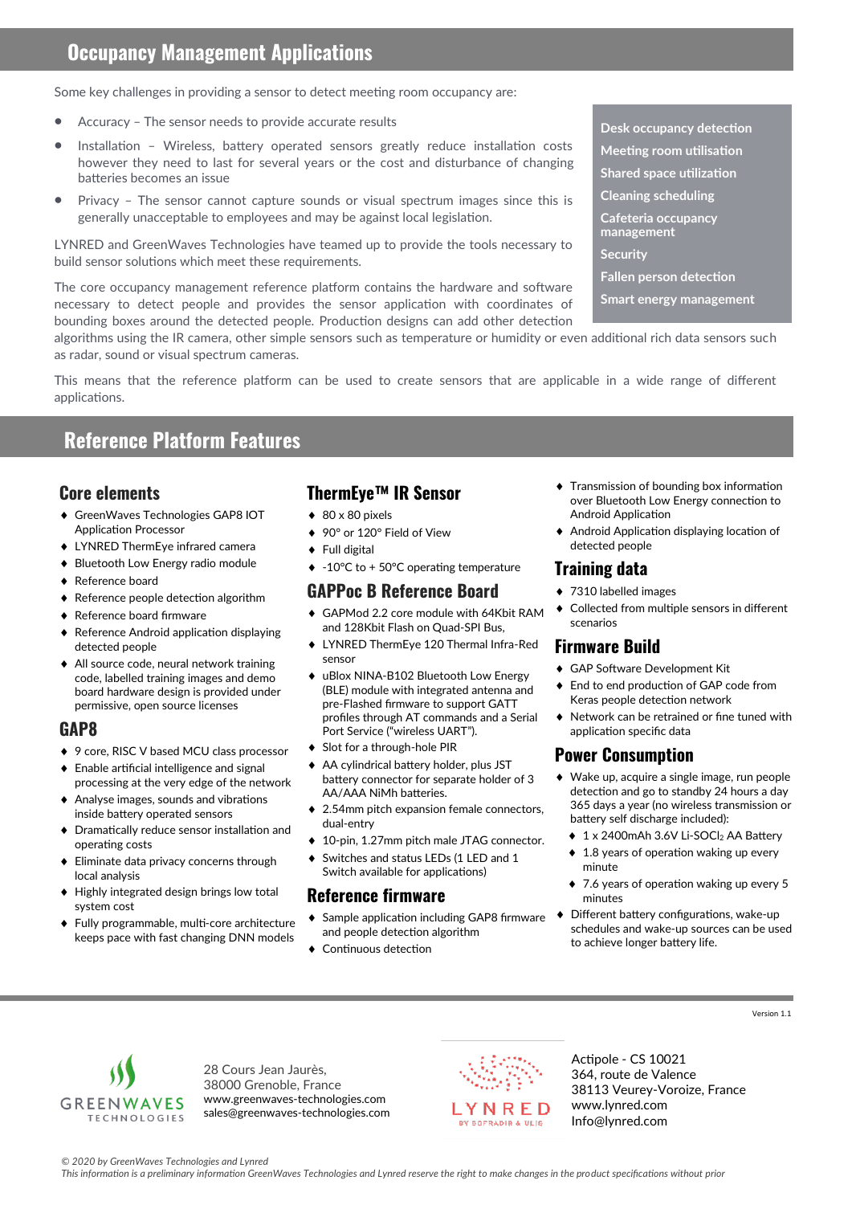## Occupancy Management Applications

Some key challenges in providing a sensor to detect meeting room occupancy are:

- Accuracy – The sensor needs to provide accurate results
- Installation – Wireless, battery operated sensors greatly reduce installation costs however they need to last for several years or the cost and disturbance of changing batteries becomes an issue
- Privacy – The sensor cannot capture sounds or visual spectrum images since this is generally unacceptable to employees and may be against local legislation.

LYNRED and GreenWaves Technologies have teamed up to provide the tools necessary to build sensor solutions which meet these requirements.

The core occupancy management reference platform contains the hardware and software necessary to detect people and provides the sensor application with coordinates of bounding boxes around the detected people. Production designs can add other detection algorithms using the IR camera, other simple sensors such as temperature or humidity or even additional rich data sensors such as radar, sound or visual spectrum cameras.

This means that the reference platform can be used to create sensors that are applicable in a wide range of different applications.

**Desk occupancy detection**
**Meeting room utilisation**
**Shared space utilization**
**Cleaning scheduling**
**Cafeteria occupancy management**
**Security**
**Fallen person detection**
**Smart energy management**

## Reference Platform Features

### Core elements

- GreenWaves Technologies GAP8 IOT Application Processor
- LYNRED ThermEye infrared camera
- Bluetooth Low Energy radio module
- Reference board
- Reference people detection algorithm
- Reference board firmware
- Reference Android application displaying detected people
- All source code, neural network training code, labelled training images and demo board hardware design is provided under permissive, open source licenses

### GAP8

- 9 core, RISC V based MCU class processor
- Enable artificial intelligence and signal processing at the very edge of the network
- Analyse images, sounds and vibrations inside battery operated sensors
- Dramatically reduce sensor installation and operating costs
- Eliminate data privacy concerns through local analysis
- Highly integrated design brings low total system cost
- Fully programmable, multi-core architecture keeps pace with fast changing DNN models

### ThermEye™ IR Sensor

- 80 x 80 pixels
- 90° or 120° Field of View
- Full digital
- -10°C to + 50°C operating temperature

### GAPPoc B Reference Board

- GAPMod 2.2 core module with 64Kbit RAM and 128Kbit Flash on Quad-SPI Bus,
- LYNRED ThermEye 120 Thermal Infra-Red sensor
- uBlox NINA-B102 Bluetooth Low Energy (BLE) module with integrated antenna and pre-Flashed firmware to support GATT profiles through AT commands and a Serial Port Service ("wireless UART").
- Slot for a through-hole PIR
- AA cylindrical battery holder, plus JST battery connector for separate holder of 3 AA/AAA NiMh batteries.
- 2.54mm pitch expansion female connectors, dual-entry
- 10-pin, 1.27mm pitch male JTAG connector.
- Switches and status LEDs (1 LED and 1 Switch available for applications)

### Reference firmware

- Sample application including GAP8 firmware and people detection algorithm
- Continuous detection
- Transmission of bounding box information over Bluetooth Low Energy connection to Android Application
- Android Application displaying location of detected people

### Training data

- 7310 labelled images
- Collected from multiple sensors in different scenarios

### Firmware Build

- GAP Software Development Kit
- End to end production of GAP code from Keras people detection network
- Network can be retrained or fine tuned with application specific data

### Power Consumption

- Wake up, acquire a single image, run people detection and go to standby 24 hours a day 365 days a year (no wireless transmission or battery self discharge included):
  - 1 x 2400mAh 3.6V Li-$SOCl_2$ AA Battery
  - 1.8 years of operation waking up every minute
  - 7.6 years of operation waking up every 5 minutes
- Different battery configurations, wake-up schedules and wake-up sources can be used to achieve longer battery life.

Version 1.1

GREENWAVES TECHNOLOGIES

28 Cours Jean Jaurès,
38000 Grenoble, France
www.greenwaves-technologies.com
sales@greenwaves-technologies.com

LYNRED BY SOFRADIR & ULIS

Actipole - CS 10021
364, route de Valence
38113 Veurey-Voroize, France
www.lynred.com
Info@lynred.com

*© 2020 by GreenWaves Technologies and Lynred*
*This information is a preliminary information GreenWaves Technologies and Lynred reserve the right to make changes in the product specifications without prior*